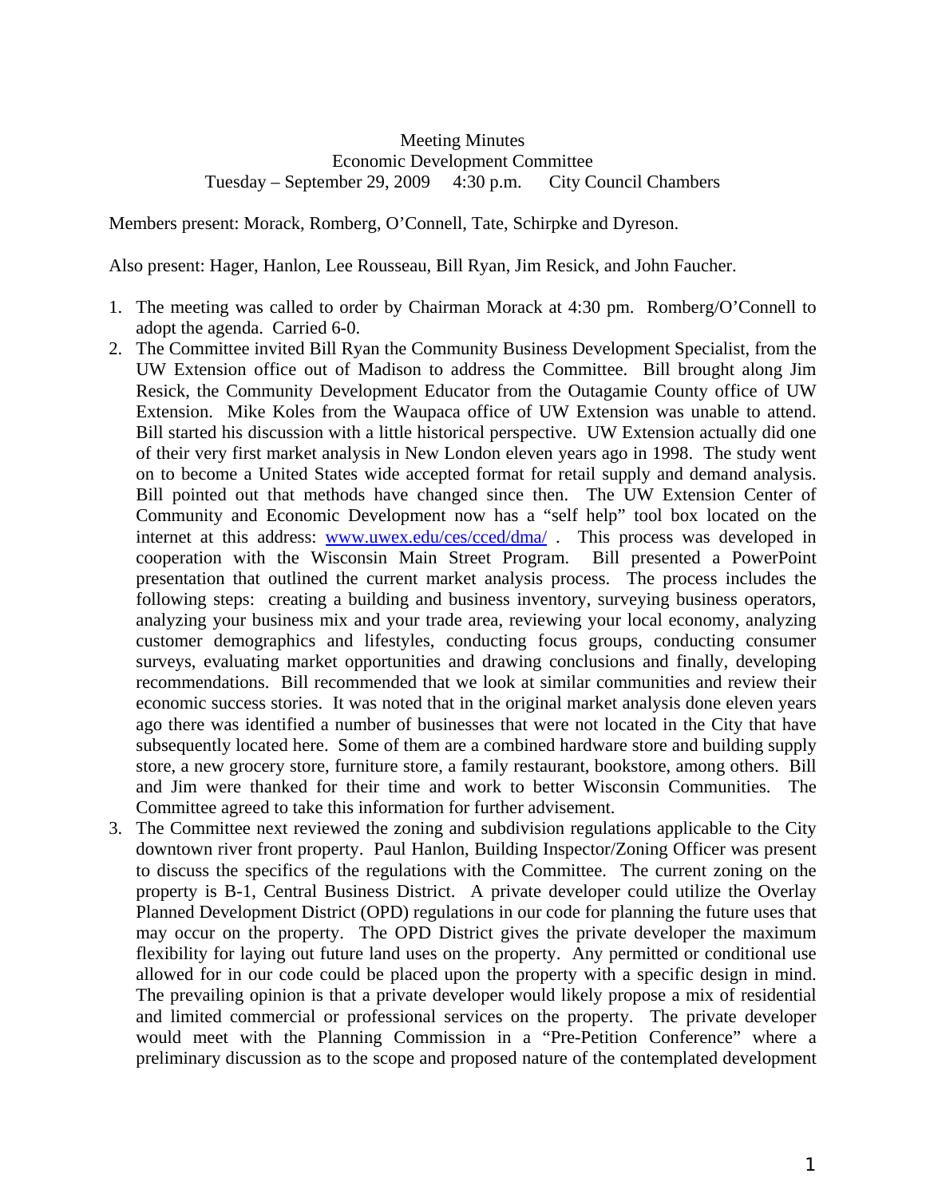Meeting Minutes
Economic Development Committee
Tuesday – September 29, 2009 4:30 p.m. City Council Chambers

Members present: Morack, Romberg, O'Connell, Tate, Schirpke and Dyreson.

Also present: Hager, Hanlon, Lee Rousseau, Bill Ryan, Jim Resick, and John Faucher.

1. The meeting was called to order by Chairman Morack at 4:30 pm. Romberg/O'Connell to adopt the agenda. Carried 6-0.
2. The Committee invited Bill Ryan the Community Business Development Specialist, from the UW Extension office out of Madison to address the Committee. Bill brought along Jim Resick, the Community Development Educator from the Outagamie County office of UW Extension. Mike Koles from the Waupaca office of UW Extension was unable to attend. Bill started his discussion with a little historical perspective. UW Extension actually did one of their very first market analysis in New London eleven years ago in 1998. The study went on to become a United States wide accepted format for retail supply and demand analysis. Bill pointed out that methods have changed since then. The UW Extension Center of Community and Economic Development now has a "self help" tool box located on the internet at this address: www.uwex.edu/ces/cced/dma/ . This process was developed in cooperation with the Wisconsin Main Street Program. Bill presented a PowerPoint presentation that outlined the current market analysis process. The process includes the following steps: creating a building and business inventory, surveying business operators, analyzing your business mix and your trade area, reviewing your local economy, analyzing customer demographics and lifestyles, conducting focus groups, conducting consumer surveys, evaluating market opportunities and drawing conclusions and finally, developing recommendations. Bill recommended that we look at similar communities and review their economic success stories. It was noted that in the original market analysis done eleven years ago there was identified a number of businesses that were not located in the City that have subsequently located here. Some of them are a combined hardware store and building supply store, a new grocery store, furniture store, a family restaurant, bookstore, among others. Bill and Jim were thanked for their time and work to better Wisconsin Communities. The Committee agreed to take this information for further advisement.
3. The Committee next reviewed the zoning and subdivision regulations applicable to the City downtown river front property. Paul Hanlon, Building Inspector/Zoning Officer was present to discuss the specifics of the regulations with the Committee. The current zoning on the property is B-1, Central Business District. A private developer could utilize the Overlay Planned Development District (OPD) regulations in our code for planning the future uses that may occur on the property. The OPD District gives the private developer the maximum flexibility for laying out future land uses on the property. Any permitted or conditional use allowed for in our code could be placed upon the property with a specific design in mind. The prevailing opinion is that a private developer would likely propose a mix of residential and limited commercial or professional services on the property. The private developer would meet with the Planning Commission in a "Pre-Petition Conference" where a preliminary discussion as to the scope and proposed nature of the contemplated development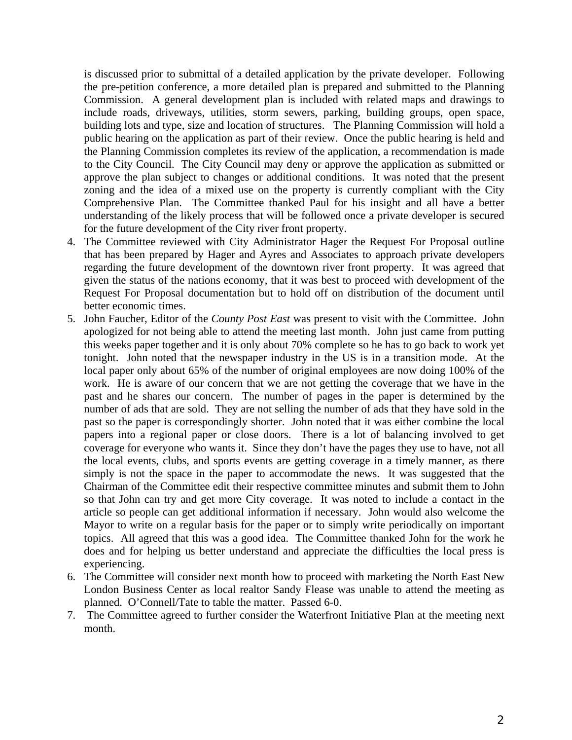is discussed prior to submittal of a detailed application by the private developer. Following the pre-petition conference, a more detailed plan is prepared and submitted to the Planning Commission. A general development plan is included with related maps and drawings to include roads, driveways, utilities, storm sewers, parking, building groups, open space, building lots and type, size and location of structures. The Planning Commission will hold a public hearing on the application as part of their review. Once the public hearing is held and the Planning Commission completes its review of the application, a recommendation is made to the City Council. The City Council may deny or approve the application as submitted or approve the plan subject to changes or additional conditions. It was noted that the present zoning and the idea of a mixed use on the property is currently compliant with the City Comprehensive Plan. The Committee thanked Paul for his insight and all have a better understanding of the likely process that will be followed once a private developer is secured for the future development of the City river front property.

4. The Committee reviewed with City Administrator Hager the Request For Proposal outline that has been prepared by Hager and Ayres and Associates to approach private developers regarding the future development of the downtown river front property. It was agreed that given the status of the nations economy, that it was best to proceed with development of the Request For Proposal documentation but to hold off on distribution of the document until better economic times.
5. John Faucher, Editor of the *County Post East* was present to visit with the Committee. John apologized for not being able to attend the meeting last month. John just came from putting this weeks paper together and it is only about 70% complete so he has to go back to work yet tonight. John noted that the newspaper industry in the US is in a transition mode. At the local paper only about 65% of the number of original employees are now doing 100% of the work. He is aware of our concern that we are not getting the coverage that we have in the past and he shares our concern. The number of pages in the paper is determined by the number of ads that are sold. They are not selling the number of ads that they have sold in the past so the paper is correspondingly shorter. John noted that it was either combine the local papers into a regional paper or close doors. There is a lot of balancing involved to get coverage for everyone who wants it. Since they don't have the pages they use to have, not all the local events, clubs, and sports events are getting coverage in a timely manner, as there simply is not the space in the paper to accommodate the news. It was suggested that the Chairman of the Committee edit their respective committee minutes and submit them to John so that John can try and get more City coverage. It was noted to include a contact in the article so people can get additional information if necessary. John would also welcome the Mayor to write on a regular basis for the paper or to simply write periodically on important topics. All agreed that this was a good idea. The Committee thanked John for the work he does and for helping us better understand and appreciate the difficulties the local press is experiencing.
6. The Committee will consider next month how to proceed with marketing the North East New London Business Center as local realtor Sandy Flease was unable to attend the meeting as planned. O'Connell/Tate to table the matter. Passed 6-0.
7. The Committee agreed to further consider the Waterfront Initiative Plan at the meeting next month.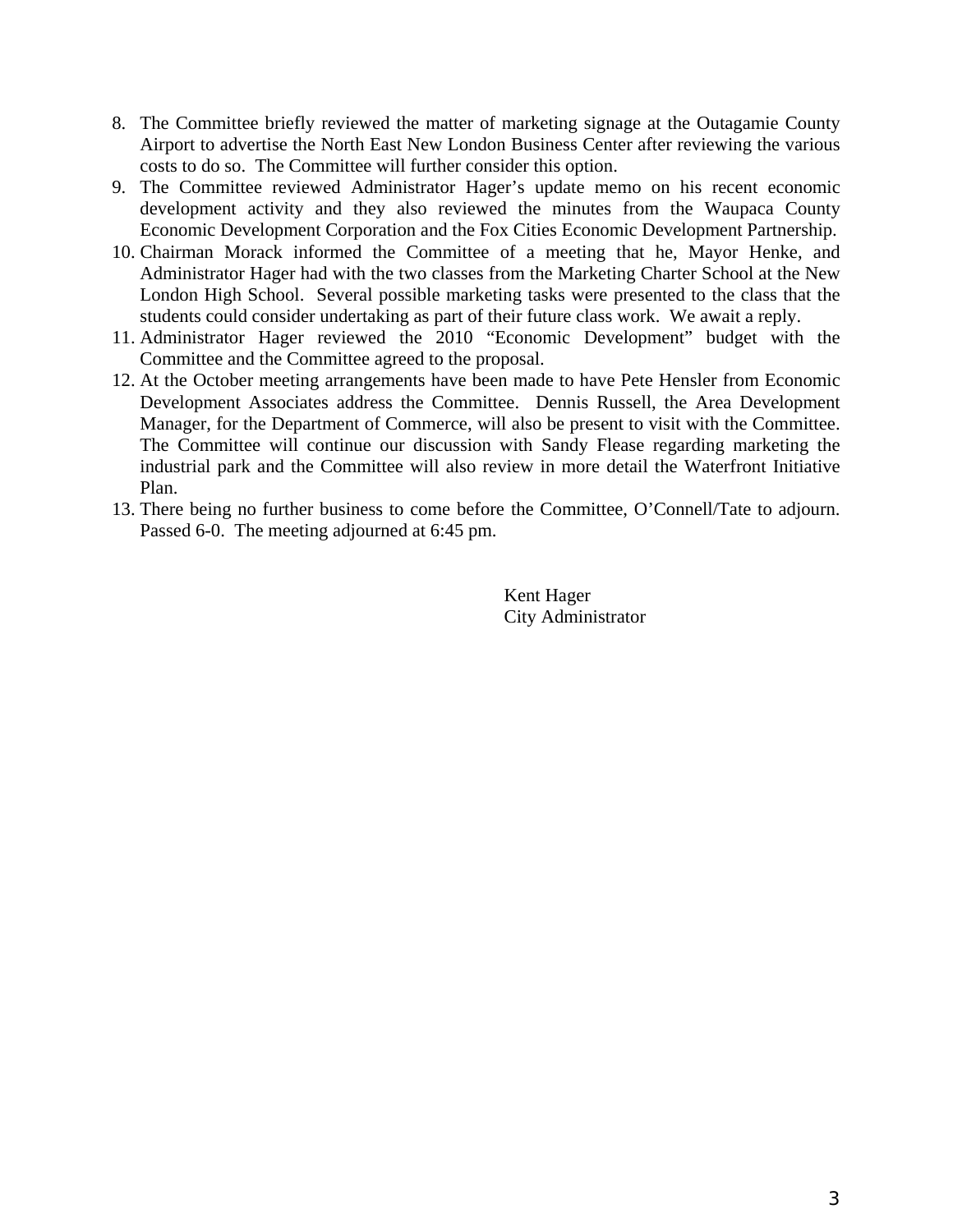8. The Committee briefly reviewed the matter of marketing signage at the Outagamie County Airport to advertise the North East New London Business Center after reviewing the various costs to do so. The Committee will further consider this option.
9. The Committee reviewed Administrator Hager's update memo on his recent economic development activity and they also reviewed the minutes from the Waupaca County Economic Development Corporation and the Fox Cities Economic Development Partnership.
10. Chairman Morack informed the Committee of a meeting that he, Mayor Henke, and Administrator Hager had with the two classes from the Marketing Charter School at the New London High School. Several possible marketing tasks were presented to the class that the students could consider undertaking as part of their future class work. We await a reply.
11. Administrator Hager reviewed the 2010 "Economic Development" budget with the Committee and the Committee agreed to the proposal.
12. At the October meeting arrangements have been made to have Pete Hensler from Economic Development Associates address the Committee. Dennis Russell, the Area Development Manager, for the Department of Commerce, will also be present to visit with the Committee. The Committee will continue our discussion with Sandy Flease regarding marketing the industrial park and the Committee will also review in more detail the Waterfront Initiative Plan.
13. There being no further business to come before the Committee, O'Connell/Tate to adjourn. Passed 6-0. The meeting adjourned at 6:45 pm.

Kent Hager
City Administrator